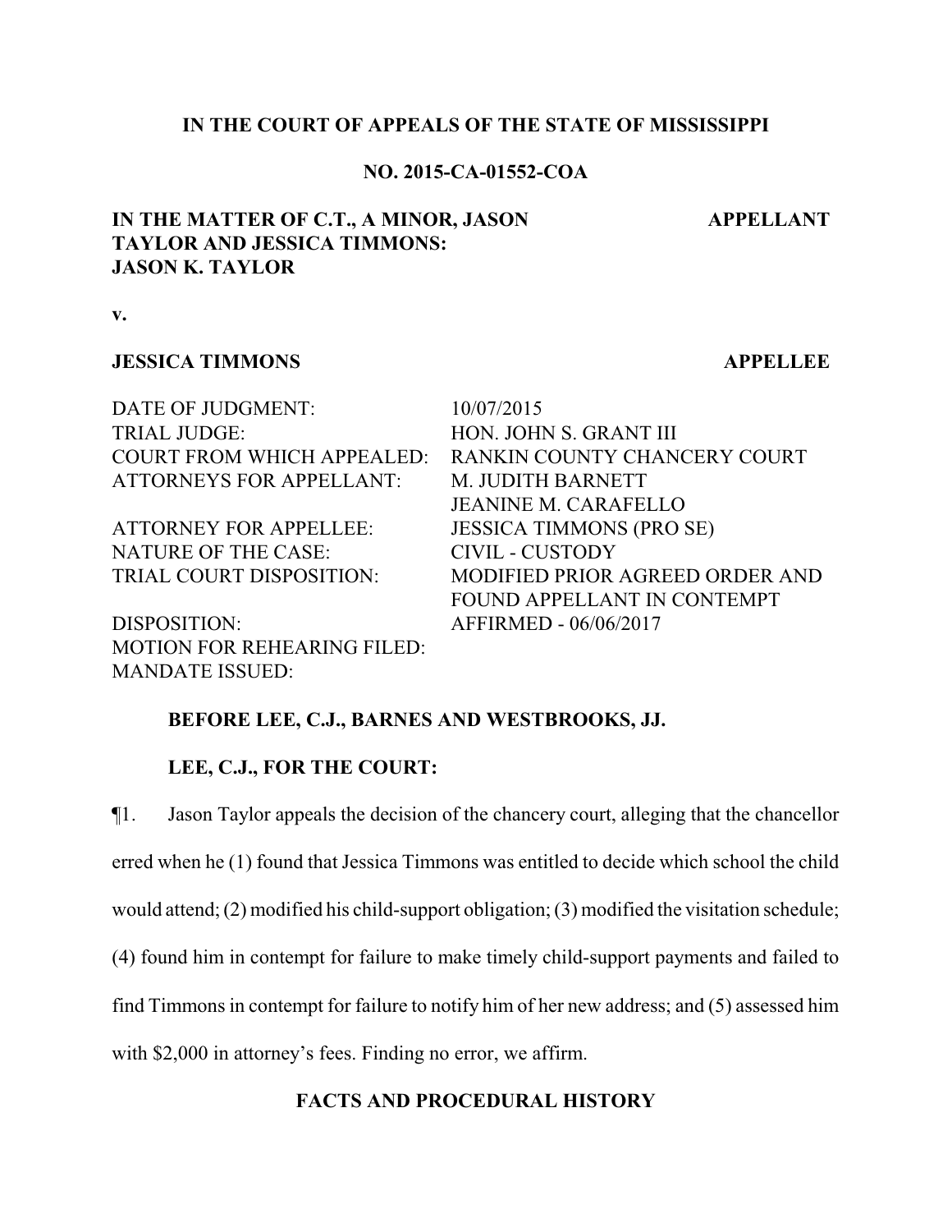**IN THE COURT OF APPEALS OF THE STATE OF MISSISSIPPI**

**NO. 2015-CA-01552-COA**

**IN THE MATTER OF C.T., A MINOR, JASON TAYLOR AND JESSICA TIMMONS: JASON K. TAYLOR** — **APPELLANT**

**v.**

**JESSICA TIMMONS** — **APPELLEE**

| | |
|---|---|
| DATE OF JUDGMENT: | 10/07/2015 |
| TRIAL JUDGE: | HON. JOHN S. GRANT III |
| COURT FROM WHICH APPEALED: | RANKIN COUNTY CHANCERY COURT |
| ATTORNEYS FOR APPELLANT: | M. JUDITH BARNETT<br>JEANINE M. CARAFELLO |
| ATTORNEY FOR APPELLEE: | JESSICA TIMMONS (PRO SE) |
| NATURE OF THE CASE: | CIVIL - CUSTODY |
| TRIAL COURT DISPOSITION: | MODIFIED PRIOR AGREED ORDER AND FOUND APPELLANT IN CONTEMPT |
| DISPOSITION: | AFFIRMED - 06/06/2017 |
| MOTION FOR REHEARING FILED: | |
| MANDATE ISSUED: | |

**BEFORE LEE, C.J., BARNES AND WESTBROOKS, JJ.**

**LEE, C.J., FOR THE COURT:**

¶1. Jason Taylor appeals the decision of the chancery court, alleging that the chancellor erred when he (1) found that Jessica Timmons was entitled to decide which school the child would attend; (2) modified his child-support obligation; (3) modified the visitation schedule; (4) found him in contempt for failure to make timely child-support payments and failed to find Timmons in contempt for failure to notify him of her new address; and (5) assessed him with $2,000 in attorney's fees. Finding no error, we affirm.

## FACTS AND PROCEDURAL HISTORY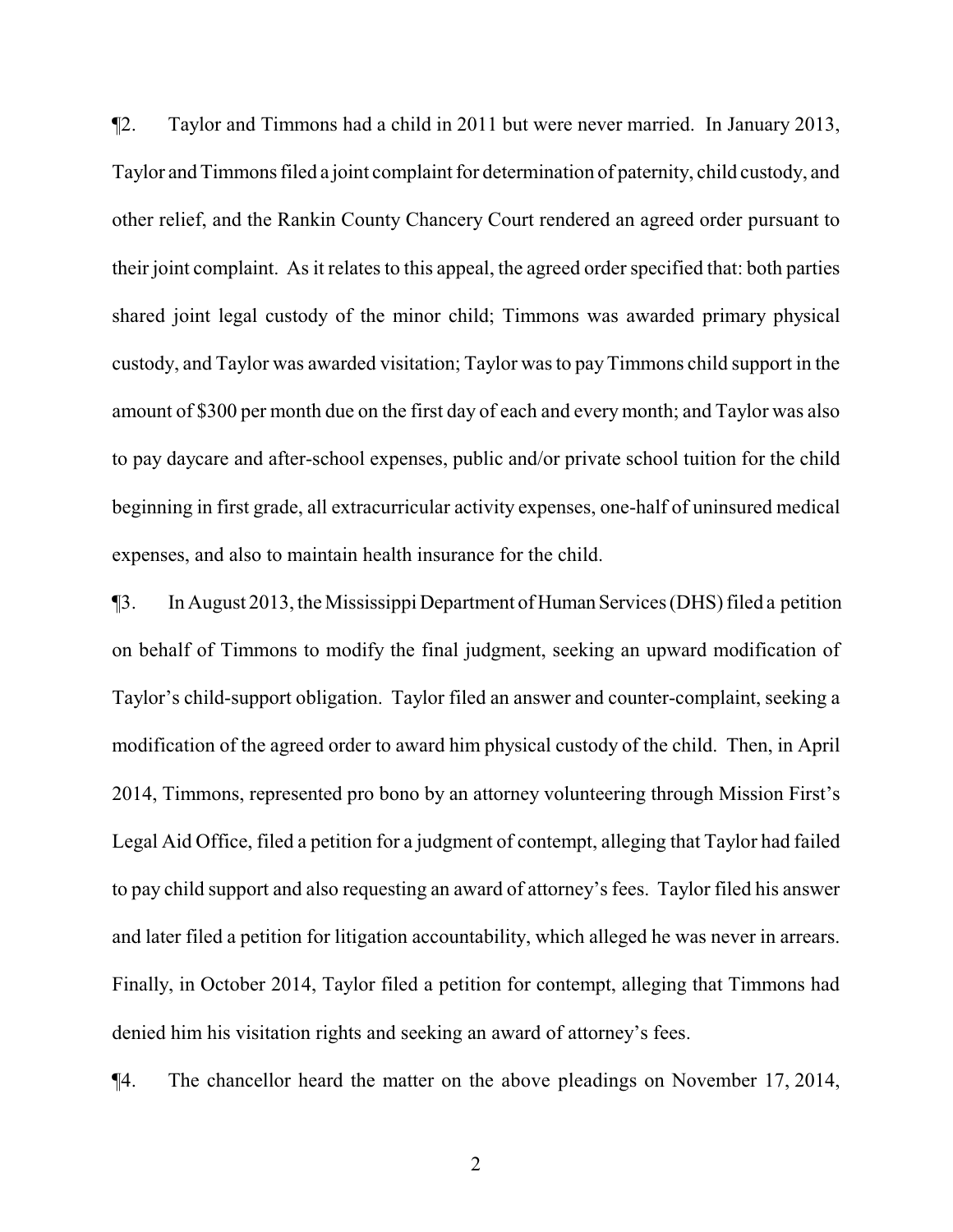¶2. Taylor and Timmons had a child in 2011 but were never married. In January 2013, Taylor and Timmons filed a joint complaint for determination of paternity, child custody, and other relief, and the Rankin County Chancery Court rendered an agreed order pursuant to their joint complaint. As it relates to this appeal, the agreed order specified that: both parties shared joint legal custody of the minor child; Timmons was awarded primary physical custody, and Taylor was awarded visitation; Taylor was to pay Timmons child support in the amount of $300 per month due on the first day of each and every month; and Taylor was also to pay daycare and after-school expenses, public and/or private school tuition for the child beginning in first grade, all extracurricular activity expenses, one-half of uninsured medical expenses, and also to maintain health insurance for the child.

¶3. In August 2013, the Mississippi Department of Human Services (DHS) filed a petition on behalf of Timmons to modify the final judgment, seeking an upward modification of Taylor's child-support obligation. Taylor filed an answer and counter-complaint, seeking a modification of the agreed order to award him physical custody of the child. Then, in April 2014, Timmons, represented pro bono by an attorney volunteering through Mission First's Legal Aid Office, filed a petition for a judgment of contempt, alleging that Taylor had failed to pay child support and also requesting an award of attorney's fees. Taylor filed his answer and later filed a petition for litigation accountability, which alleged he was never in arrears. Finally, in October 2014, Taylor filed a petition for contempt, alleging that Timmons had denied him his visitation rights and seeking an award of attorney's fees.

¶4. The chancellor heard the matter on the above pleadings on November 17, 2014,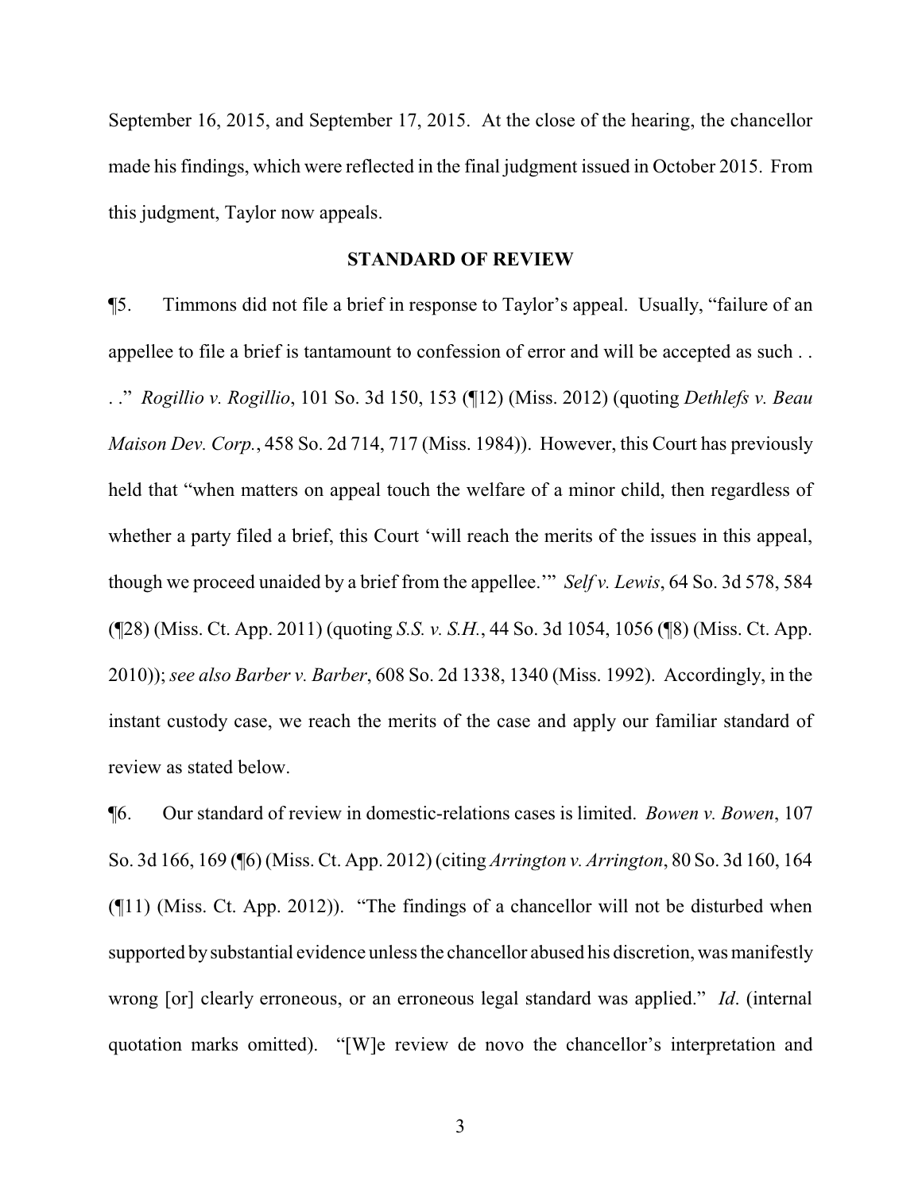September 16, 2015, and September 17, 2015. At the close of the hearing, the chancellor made his findings, which were reflected in the final judgment issued in October 2015. From this judgment, Taylor now appeals.

## STANDARD OF REVIEW

¶5. Timmons did not file a brief in response to Taylor's appeal. Usually, "failure of an appellee to file a brief is tantamount to confession of error and will be accepted as such . . ." *Rogillio v. Rogillio*, 101 So. 3d 150, 153 (¶12) (Miss. 2012) (quoting *Dethlefs v. Beau Maison Dev. Corp.*, 458 So. 2d 714, 717 (Miss. 1984)). However, this Court has previously held that "when matters on appeal touch the welfare of a minor child, then regardless of whether a party filed a brief, this Court 'will reach the merits of the issues in this appeal, though we proceed unaided by a brief from the appellee.'" *Self v. Lewis*, 64 So. 3d 578, 584 (¶28) (Miss. Ct. App. 2011) (quoting *S.S. v. S.H.*, 44 So. 3d 1054, 1056 (¶8) (Miss. Ct. App. 2010)); *see also Barber v. Barber*, 608 So. 2d 1338, 1340 (Miss. 1992). Accordingly, in the instant custody case, we reach the merits of the case and apply our familiar standard of review as stated below.

¶6. Our standard of review in domestic-relations cases is limited. *Bowen v. Bowen*, 107 So. 3d 166, 169 (¶6) (Miss. Ct. App. 2012) (citing *Arrington v. Arrington*, 80 So. 3d 160, 164 (¶11) (Miss. Ct. App. 2012)). "The findings of a chancellor will not be disturbed when supported by substantial evidence unless the chancellor abused his discretion, was manifestly wrong [or] clearly erroneous, or an erroneous legal standard was applied." *Id*. (internal quotation marks omitted). "[W]e review de novo the chancellor's interpretation and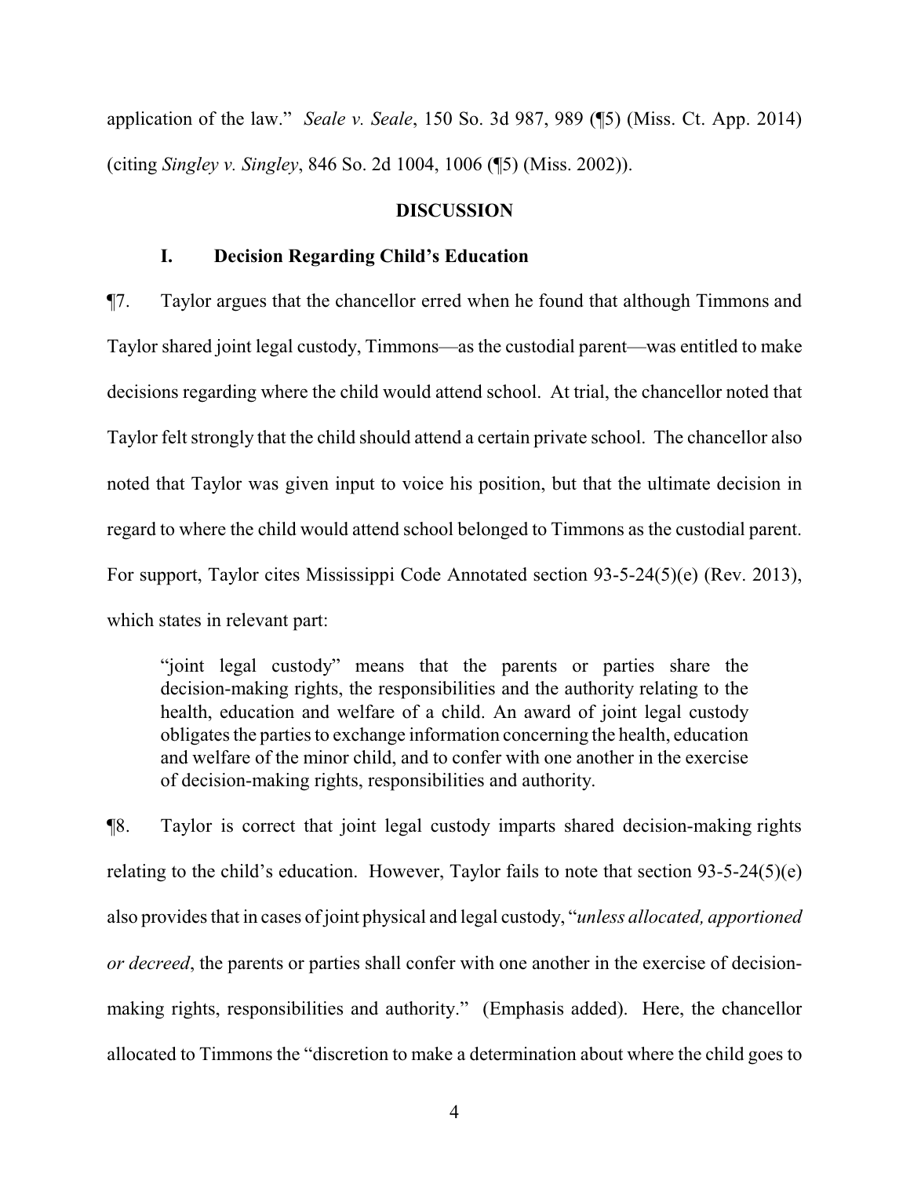application of the law." *Seale v. Seale*, 150 So. 3d 987, 989 (¶5) (Miss. Ct. App. 2014) (citing *Singley v. Singley*, 846 So. 2d 1004, 1006 (¶5) (Miss. 2002)).

## DISCUSSION

### I. Decision Regarding Child's Education

¶7. Taylor argues that the chancellor erred when he found that although Timmons and Taylor shared joint legal custody, Timmons—as the custodial parent—was entitled to make decisions regarding where the child would attend school. At trial, the chancellor noted that Taylor felt strongly that the child should attend a certain private school. The chancellor also noted that Taylor was given input to voice his position, but that the ultimate decision in regard to where the child would attend school belonged to Timmons as the custodial parent. For support, Taylor cites Mississippi Code Annotated section 93-5-24(5)(e) (Rev. 2013), which states in relevant part:

> "joint legal custody" means that the parents or parties share the decision-making rights, the responsibilities and the authority relating to the health, education and welfare of a child. An award of joint legal custody obligates the parties to exchange information concerning the health, education and welfare of the minor child, and to confer with one another in the exercise of decision-making rights, responsibilities and authority.

¶8. Taylor is correct that joint legal custody imparts shared decision-making rights relating to the child's education. However, Taylor fails to note that section 93-5-24(5)(e) also provides that in cases of joint physical and legal custody, "*unless allocated, apportioned or decreed*, the parents or parties shall confer with one another in the exercise of decision-making rights, responsibilities and authority." (Emphasis added). Here, the chancellor allocated to Timmons the "discretion to make a determination about where the child goes to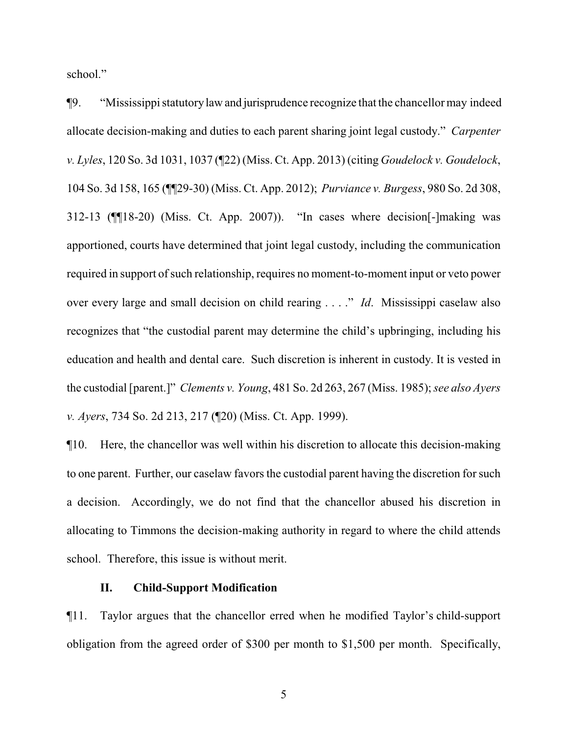school."

¶9. "Mississippi statutory law and jurisprudence recognize that the chancellor may indeed allocate decision-making and duties to each parent sharing joint legal custody." *Carpenter v. Lyles*, 120 So. 3d 1031, 1037 (¶22) (Miss. Ct. App. 2013) (citing *Goudelock v. Goudelock*, 104 So. 3d 158, 165 (¶¶29-30) (Miss. Ct. App. 2012); *Purviance v. Burgess*, 980 So. 2d 308, 312-13 (¶¶18-20) (Miss. Ct. App. 2007)). "In cases where decision[-]making was apportioned, courts have determined that joint legal custody, including the communication required in support of such relationship, requires no moment-to-moment input or veto power over every large and small decision on child rearing . . . ." *Id*. Mississippi caselaw also recognizes that "the custodial parent may determine the child's upbringing, including his education and health and dental care. Such discretion is inherent in custody. It is vested in the custodial [parent.]" *Clements v. Young*, 481 So. 2d 263, 267 (Miss. 1985); *see also Ayers v. Ayers*, 734 So. 2d 213, 217 (¶20) (Miss. Ct. App. 1999).

¶10. Here, the chancellor was well within his discretion to allocate this decision-making to one parent. Further, our caselaw favors the custodial parent having the discretion for such a decision. Accordingly, we do not find that the chancellor abused his discretion in allocating to Timmons the decision-making authority in regard to where the child attends school. Therefore, this issue is without merit.

### II. Child-Support Modification

¶11. Taylor argues that the chancellor erred when he modified Taylor's child-support obligation from the agreed order of $300 per month to $1,500 per month. Specifically,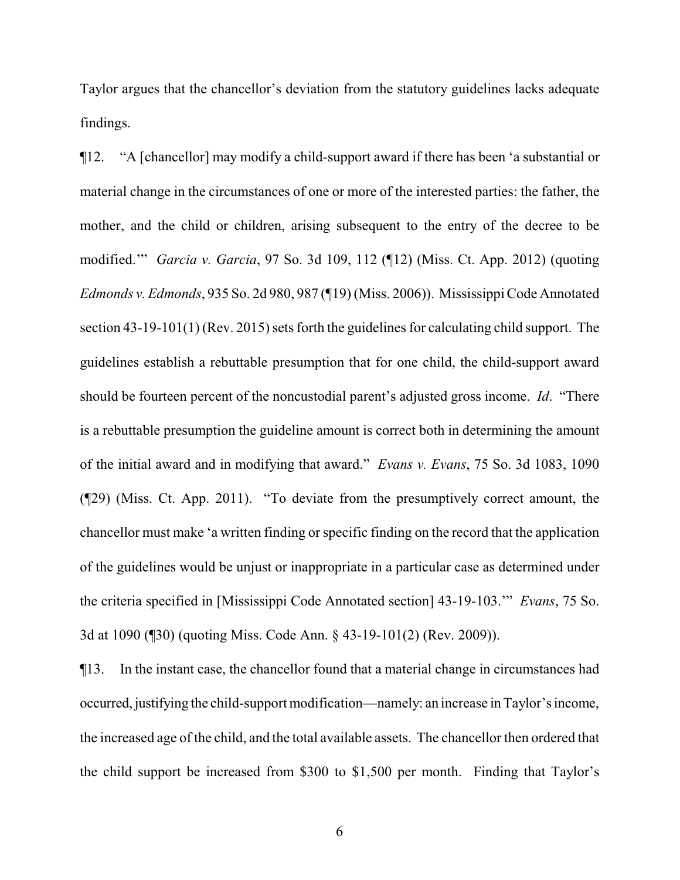Taylor argues that the chancellor's deviation from the statutory guidelines lacks adequate findings.

¶12. "A [chancellor] may modify a child-support award if there has been 'a substantial or material change in the circumstances of one or more of the interested parties: the father, the mother, and the child or children, arising subsequent to the entry of the decree to be modified.'" *Garcia v. Garcia*, 97 So. 3d 109, 112 (¶12) (Miss. Ct. App. 2012) (quoting *Edmonds v. Edmonds*, 935 So. 2d 980, 987 (¶19) (Miss. 2006)). Mississippi Code Annotated section 43-19-101(1) (Rev. 2015) sets forth the guidelines for calculating child support. The guidelines establish a rebuttable presumption that for one child, the child-support award should be fourteen percent of the noncustodial parent's adjusted gross income. *Id*. "There is a rebuttable presumption the guideline amount is correct both in determining the amount of the initial award and in modifying that award." *Evans v. Evans*, 75 So. 3d 1083, 1090 (¶29) (Miss. Ct. App. 2011). "To deviate from the presumptively correct amount, the chancellor must make 'a written finding or specific finding on the record that the application of the guidelines would be unjust or inappropriate in a particular case as determined under the criteria specified in [Mississippi Code Annotated section] 43-19-103.'" *Evans*, 75 So. 3d at 1090 (¶30) (quoting Miss. Code Ann. § 43-19-101(2) (Rev. 2009)).

¶13. In the instant case, the chancellor found that a material change in circumstances had occurred, justifying the child-support modification—namely: an increase in Taylor's income, the increased age of the child, and the total available assets. The chancellor then ordered that the child support be increased from $300 to $1,500 per month. Finding that Taylor's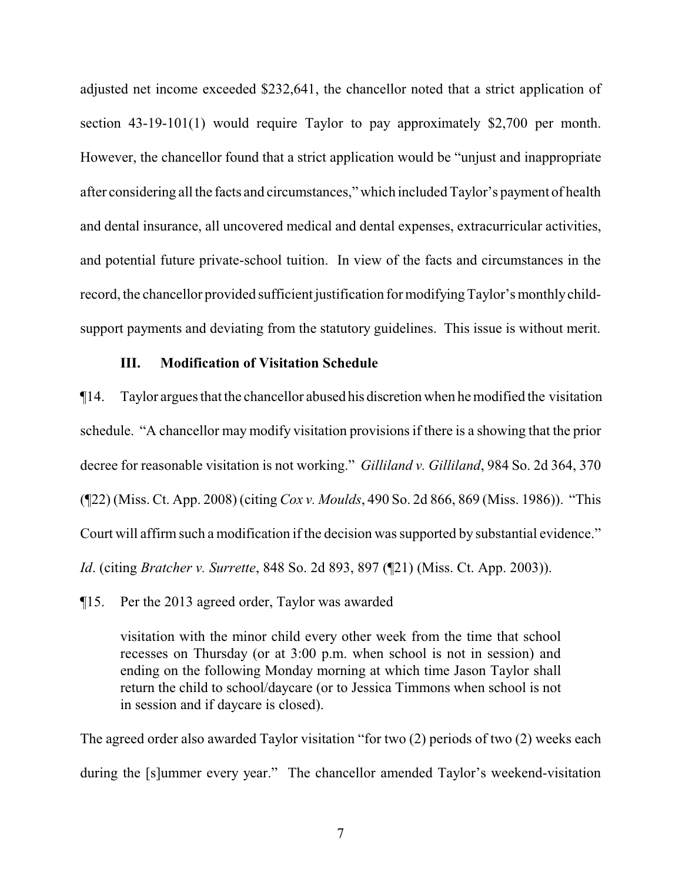adjusted net income exceeded $232,641, the chancellor noted that a strict application of section 43-19-101(1) would require Taylor to pay approximately $2,700 per month. However, the chancellor found that a strict application would be "unjust and inappropriate after considering all the facts and circumstances," which included Taylor's payment of health and dental insurance, all uncovered medical and dental expenses, extracurricular activities, and potential future private-school tuition. In view of the facts and circumstances in the record, the chancellor provided sufficient justification for modifying Taylor's monthly child-support payments and deviating from the statutory guidelines. This issue is without merit.

### III. Modification of Visitation Schedule

¶14. Taylor argues that the chancellor abused his discretion when he modified the visitation schedule. "A chancellor may modify visitation provisions if there is a showing that the prior decree for reasonable visitation is not working." *Gilliland v. Gilliland*, 984 So. 2d 364, 370 (¶22) (Miss. Ct. App. 2008) (citing *Cox v. Moulds*, 490 So. 2d 866, 869 (Miss. 1986)). "This Court will affirm such a modification if the decision was supported by substantial evidence." *Id*. (citing *Bratcher v. Surrette*, 848 So. 2d 893, 897 (¶21) (Miss. Ct. App. 2003)).

¶15. Per the 2013 agreed order, Taylor was awarded

> visitation with the minor child every other week from the time that school recesses on Thursday (or at 3:00 p.m. when school is not in session) and ending on the following Monday morning at which time Jason Taylor shall return the child to school/daycare (or to Jessica Timmons when school is not in session and if daycare is closed).

The agreed order also awarded Taylor visitation "for two (2) periods of two (2) weeks each during the [s]ummer every year." The chancellor amended Taylor's weekend-visitation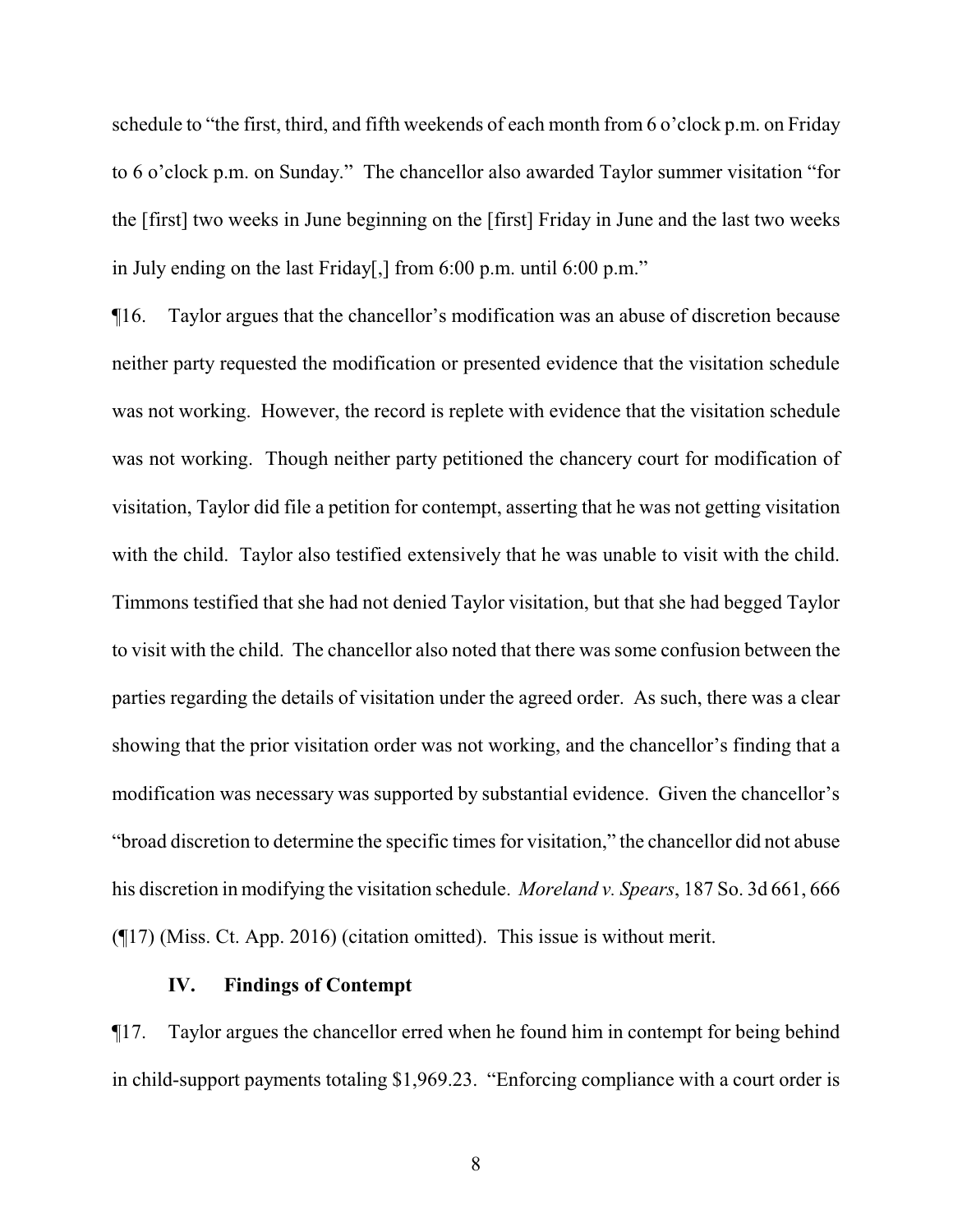schedule to "the first, third, and fifth weekends of each month from 6 o'clock p.m. on Friday to 6 o'clock p.m. on Sunday." The chancellor also awarded Taylor summer visitation "for the [first] two weeks in June beginning on the [first] Friday in June and the last two weeks in July ending on the last Friday[,] from 6:00 p.m. until 6:00 p.m."

¶16. Taylor argues that the chancellor's modification was an abuse of discretion because neither party requested the modification or presented evidence that the visitation schedule was not working. However, the record is replete with evidence that the visitation schedule was not working. Though neither party petitioned the chancery court for modification of visitation, Taylor did file a petition for contempt, asserting that he was not getting visitation with the child. Taylor also testified extensively that he was unable to visit with the child. Timmons testified that she had not denied Taylor visitation, but that she had begged Taylor to visit with the child. The chancellor also noted that there was some confusion between the parties regarding the details of visitation under the agreed order. As such, there was a clear showing that the prior visitation order was not working, and the chancellor's finding that a modification was necessary was supported by substantial evidence. Given the chancellor's "broad discretion to determine the specific times for visitation," the chancellor did not abuse his discretion in modifying the visitation schedule. *Moreland v. Spears*, 187 So. 3d 661, 666 (¶17) (Miss. Ct. App. 2016) (citation omitted). This issue is without merit.

### IV. Findings of Contempt

¶17. Taylor argues the chancellor erred when he found him in contempt for being behind in child-support payments totaling $1,969.23. "Enforcing compliance with a court order is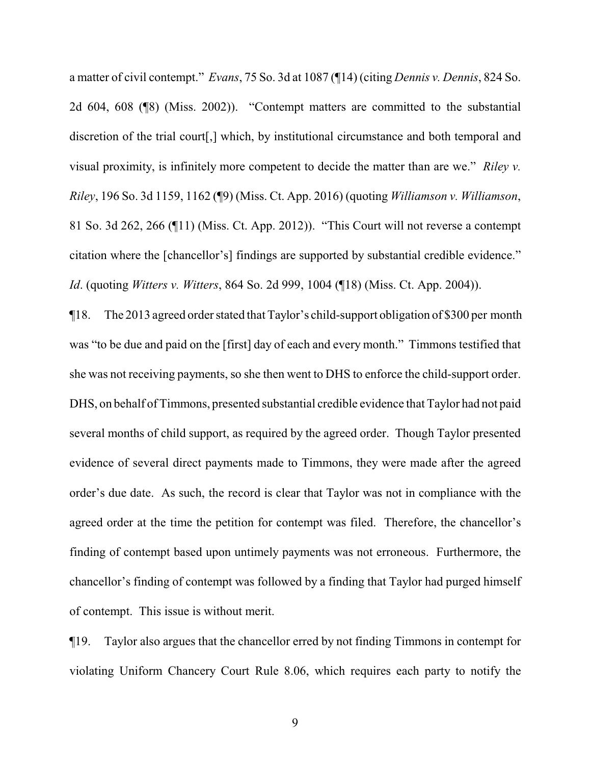a matter of civil contempt." *Evans*, 75 So. 3d at 1087 (¶14) (citing *Dennis v. Dennis*, 824 So. 2d 604, 608 (¶8) (Miss. 2002)). "Contempt matters are committed to the substantial discretion of the trial court[,] which, by institutional circumstance and both temporal and visual proximity, is infinitely more competent to decide the matter than are we." *Riley v. Riley*, 196 So. 3d 1159, 1162 (¶9) (Miss. Ct. App. 2016) (quoting *Williamson v. Williamson*, 81 So. 3d 262, 266 (¶11) (Miss. Ct. App. 2012)). "This Court will not reverse a contempt citation where the [chancellor's] findings are supported by substantial credible evidence." *Id*. (quoting *Witters v. Witters*, 864 So. 2d 999, 1004 (¶18) (Miss. Ct. App. 2004)).

¶18. The 2013 agreed order stated that Taylor's child-support obligation of $300 per month was "to be due and paid on the [first] day of each and every month." Timmons testified that she was not receiving payments, so she then went to DHS to enforce the child-support order. DHS, on behalf of Timmons, presented substantial credible evidence that Taylor had not paid several months of child support, as required by the agreed order. Though Taylor presented evidence of several direct payments made to Timmons, they were made after the agreed order's due date. As such, the record is clear that Taylor was not in compliance with the agreed order at the time the petition for contempt was filed. Therefore, the chancellor's finding of contempt based upon untimely payments was not erroneous. Furthermore, the chancellor's finding of contempt was followed by a finding that Taylor had purged himself of contempt. This issue is without merit.

¶19. Taylor also argues that the chancellor erred by not finding Timmons in contempt for violating Uniform Chancery Court Rule 8.06, which requires each party to notify the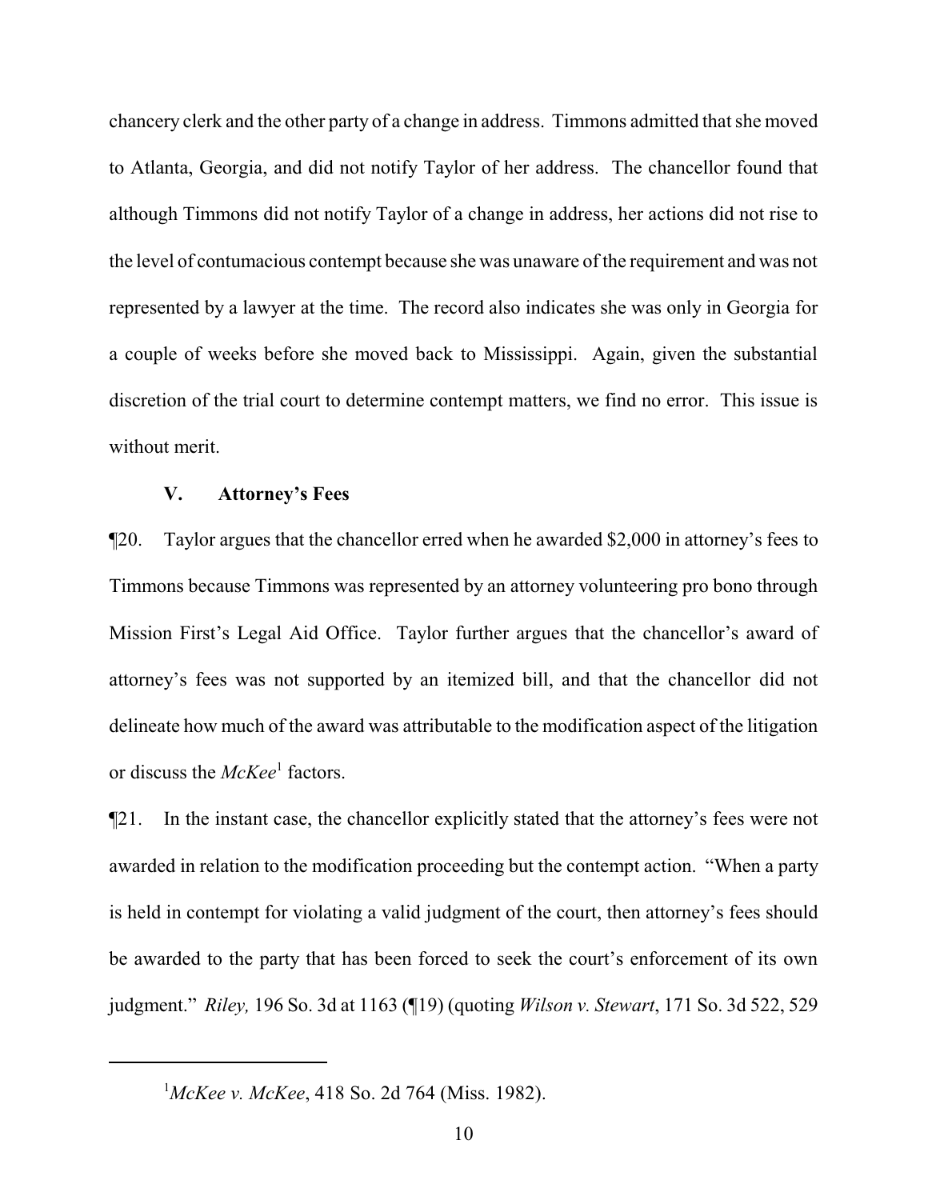chancery clerk and the other party of a change in address. Timmons admitted that she moved to Atlanta, Georgia, and did not notify Taylor of her address. The chancellor found that although Timmons did not notify Taylor of a change in address, her actions did not rise to the level of contumacious contempt because she was unaware of the requirement and was not represented by a lawyer at the time. The record also indicates she was only in Georgia for a couple of weeks before she moved back to Mississippi. Again, given the substantial discretion of the trial court to determine contempt matters, we find no error. This issue is without merit.

### V. Attorney's Fees

¶20. Taylor argues that the chancellor erred when he awarded $2,000 in attorney's fees to Timmons because Timmons was represented by an attorney volunteering pro bono through Mission First's Legal Aid Office. Taylor further argues that the chancellor's award of attorney's fees was not supported by an itemized bill, and that the chancellor did not delineate how much of the award was attributable to the modification aspect of the litigation or discuss the *McKee*[1] factors.

¶21. In the instant case, the chancellor explicitly stated that the attorney's fees were not awarded in relation to the modification proceeding but the contempt action. "When a party is held in contempt for violating a valid judgment of the court, then attorney's fees should be awarded to the party that has been forced to seek the court's enforcement of its own judgment." *Riley,* 196 So. 3d at 1163 (¶19) (quoting *Wilson v. Stewart*, 171 So. 3d 522, 529

---

[1] *McKee v. McKee*, 418 So. 2d 764 (Miss. 1982).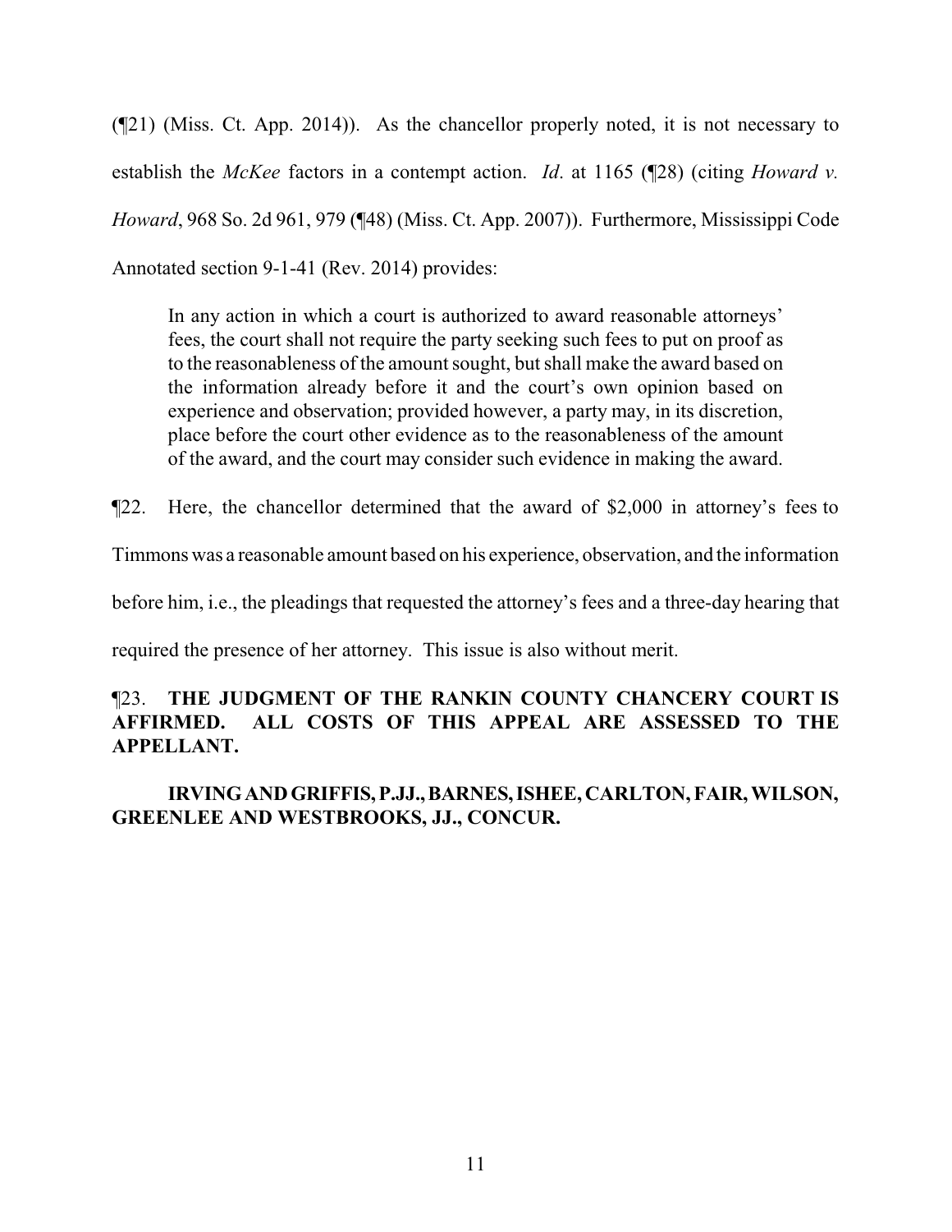(¶21) (Miss. Ct. App. 2014)). As the chancellor properly noted, it is not necessary to establish the *McKee* factors in a contempt action. *Id*. at 1165 (¶28) (citing *Howard v. Howard*, 968 So. 2d 961, 979 (¶48) (Miss. Ct. App. 2007)). Furthermore, Mississippi Code Annotated section 9-1-41 (Rev. 2014) provides:

> In any action in which a court is authorized to award reasonable attorneys' fees, the court shall not require the party seeking such fees to put on proof as to the reasonableness of the amount sought, but shall make the award based on the information already before it and the court's own opinion based on experience and observation; provided however, a party may, in its discretion, place before the court other evidence as to the reasonableness of the amount of the award, and the court may consider such evidence in making the award.

¶22. Here, the chancellor determined that the award of $2,000 in attorney's fees to Timmons was a reasonable amount based on his experience, observation, and the information before him, i.e., the pleadings that requested the attorney's fees and a three-day hearing that required the presence of her attorney. This issue is also without merit.

¶23. **THE JUDGMENT OF THE RANKIN COUNTY CHANCERY COURT IS AFFIRMED. ALL COSTS OF THIS APPEAL ARE ASSESSED TO THE APPELLANT.**

**IRVING AND GRIFFIS, P.JJ., BARNES, ISHEE, CARLTON, FAIR, WILSON, GREENLEE AND WESTBROOKS, JJ., CONCUR.**